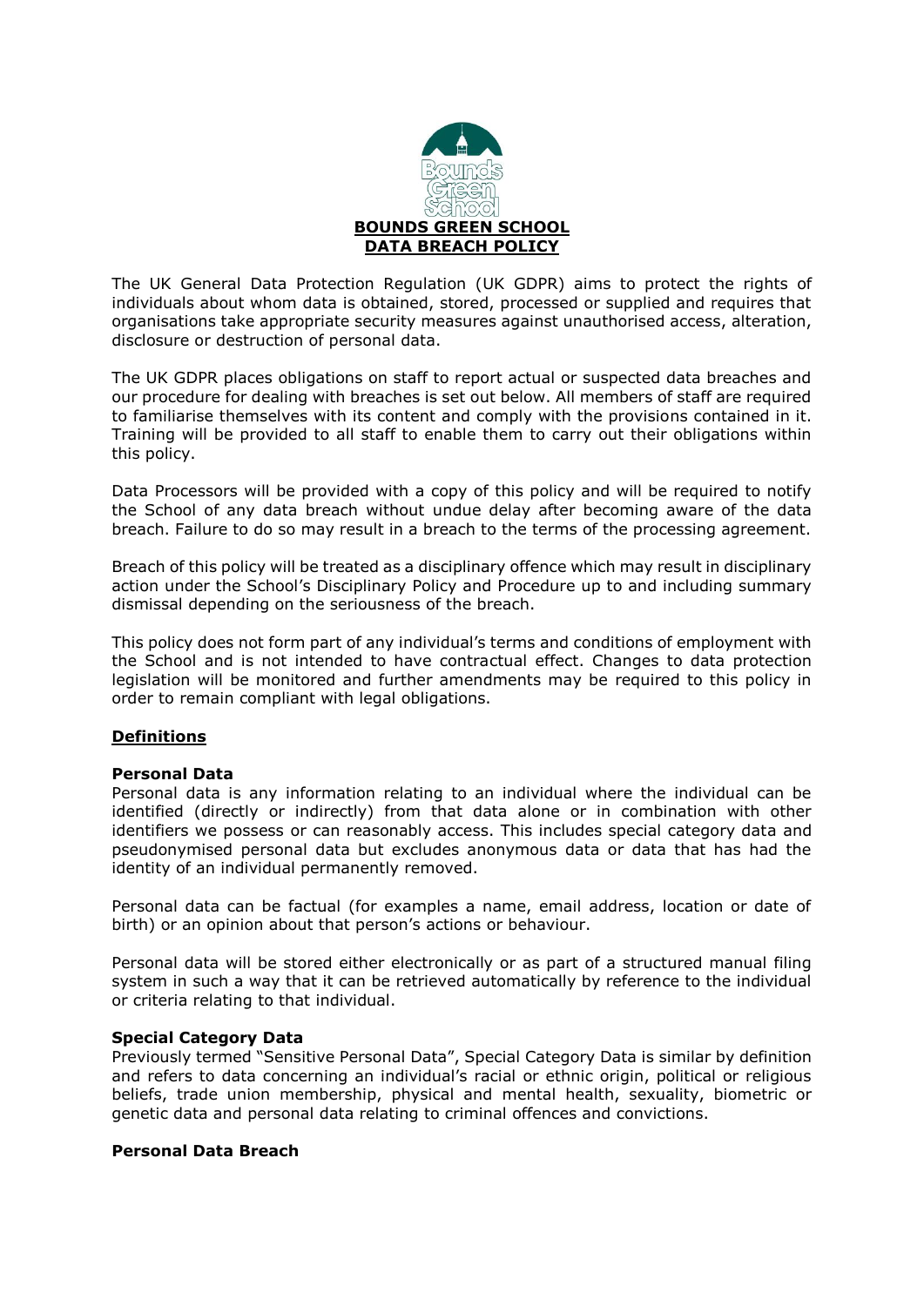# BOUNDS GREEN SCHOOL
# DATA BREACH POLICY

The UK General Data Protection Regulation (UK GDPR) aims to protect the rights of individuals about whom data is obtained, stored, processed or supplied and requires that organisations take appropriate security measures against unauthorised access, alteration, disclosure or destruction of personal data.

The UK GDPR places obligations on staff to report actual or suspected data breaches and our procedure for dealing with breaches is set out below. All members of staff are required to familiarise themselves with its content and comply with the provisions contained in it. Training will be provided to all staff to enable them to carry out their obligations within this policy.

Data Processors will be provided with a copy of this policy and will be required to notify the School of any data breach without undue delay after becoming aware of the data breach. Failure to do so may result in a breach to the terms of the processing agreement.

Breach of this policy will be treated as a disciplinary offence which may result in disciplinary action under the School's Disciplinary Policy and Procedure up to and including summary dismissal depending on the seriousness of the breach.

This policy does not form part of any individual's terms and conditions of employment with the School and is not intended to have contractual effect. Changes to data protection legislation will be monitored and further amendments may be required to this policy in order to remain compliant with legal obligations.

## Definitions

### Personal Data

Personal data is any information relating to an individual where the individual can be identified (directly or indirectly) from that data alone or in combination with other identifiers we possess or can reasonably access. This includes special category data and pseudonymised personal data but excludes anonymous data or data that has had the identity of an individual permanently removed.

Personal data can be factual (for examples a name, email address, location or date of birth) or an opinion about that person's actions or behaviour.

Personal data will be stored either electronically or as part of a structured manual filing system in such a way that it can be retrieved automatically by reference to the individual or criteria relating to that individual.

### Special Category Data

Previously termed "Sensitive Personal Data", Special Category Data is similar by definition and refers to data concerning an individual's racial or ethnic origin, political or religious beliefs, trade union membership, physical and mental health, sexuality, biometric or genetic data and personal data relating to criminal offences and convictions.

### Personal Data Breach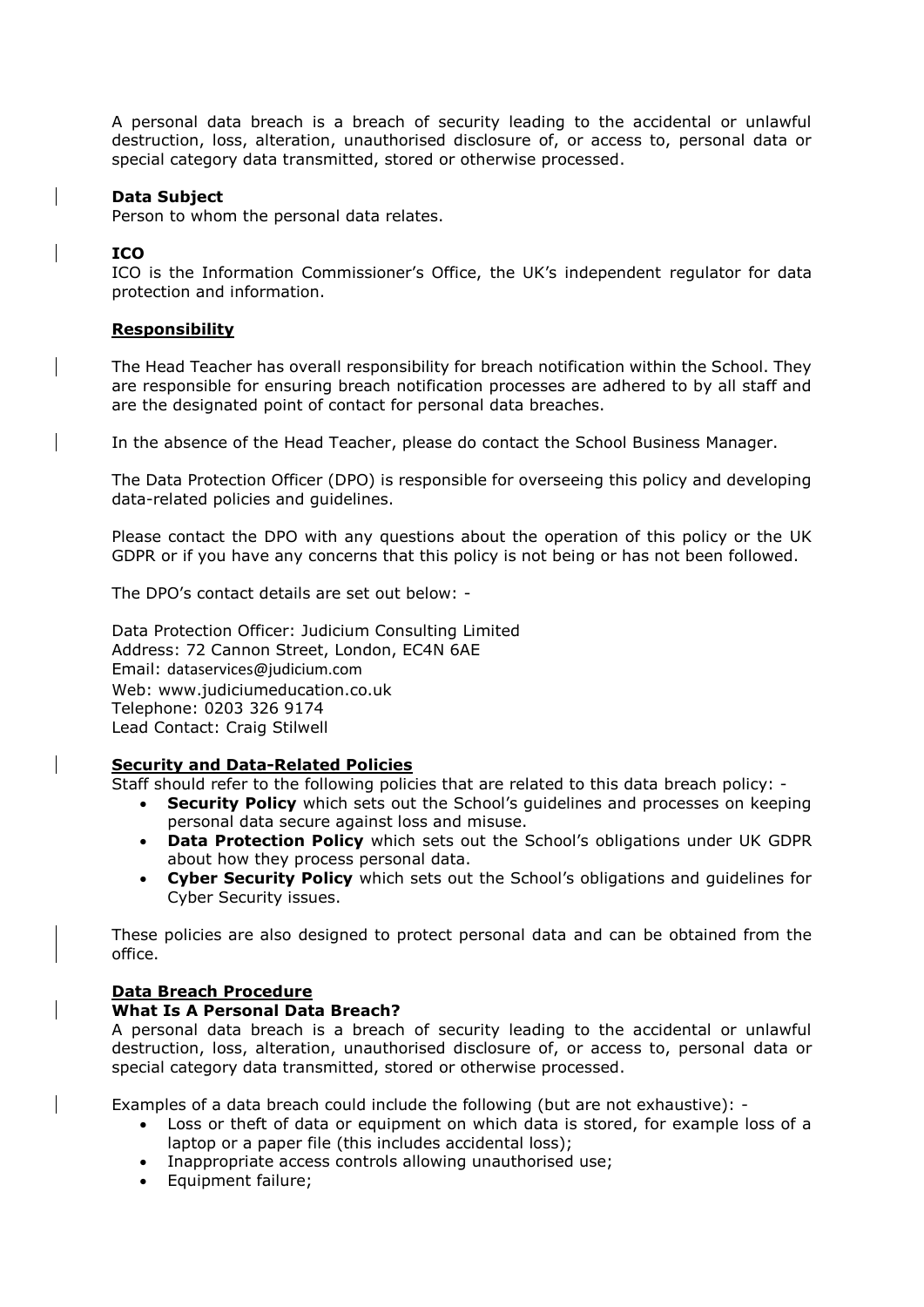A personal data breach is a breach of security leading to the accidental or unlawful destruction, loss, alteration, unauthorised disclosure of, or access to, personal data or special category data transmitted, stored or otherwise processed.

**Data Subject**
Person to whom the personal data relates.

**ICO**
ICO is the Information Commissioner's Office, the UK's independent regulator for data protection and information.

## Responsibility

The Head Teacher has overall responsibility for breach notification within the School. They are responsible for ensuring breach notification processes are adhered to by all staff and are the designated point of contact for personal data breaches.

In the absence of the Head Teacher, please do contact the School Business Manager.

The Data Protection Officer (DPO) is responsible for overseeing this policy and developing data-related policies and guidelines.

Please contact the DPO with any questions about the operation of this policy or the UK GDPR or if you have any concerns that this policy is not being or has not been followed.

The DPO's contact details are set out below: -

Data Protection Officer: Judicium Consulting Limited
Address: 72 Cannon Street, London, EC4N 6AE
Email: dataservices@judicium.com
Web: www.judiciumeducation.co.uk
Telephone: 0203 326 9174
Lead Contact: Craig Stilwell

## Security and Data-Related Policies

Staff should refer to the following policies that are related to this data breach policy: -

- **Security Policy** which sets out the School's guidelines and processes on keeping personal data secure against loss and misuse.
- **Data Protection Policy** which sets out the School's obligations under UK GDPR about how they process personal data.
- **Cyber Security Policy** which sets out the School's obligations and guidelines for Cyber Security issues.

These policies are also designed to protect personal data and can be obtained from the office.

## Data Breach Procedure

**What Is A Personal Data Breach?**
A personal data breach is a breach of security leading to the accidental or unlawful destruction, loss, alteration, unauthorised disclosure of, or access to, personal data or special category data transmitted, stored or otherwise processed.

Examples of a data breach could include the following (but are not exhaustive): -

- Loss or theft of data or equipment on which data is stored, for example loss of a laptop or a paper file (this includes accidental loss);
- Inappropriate access controls allowing unauthorised use;
- Equipment failure;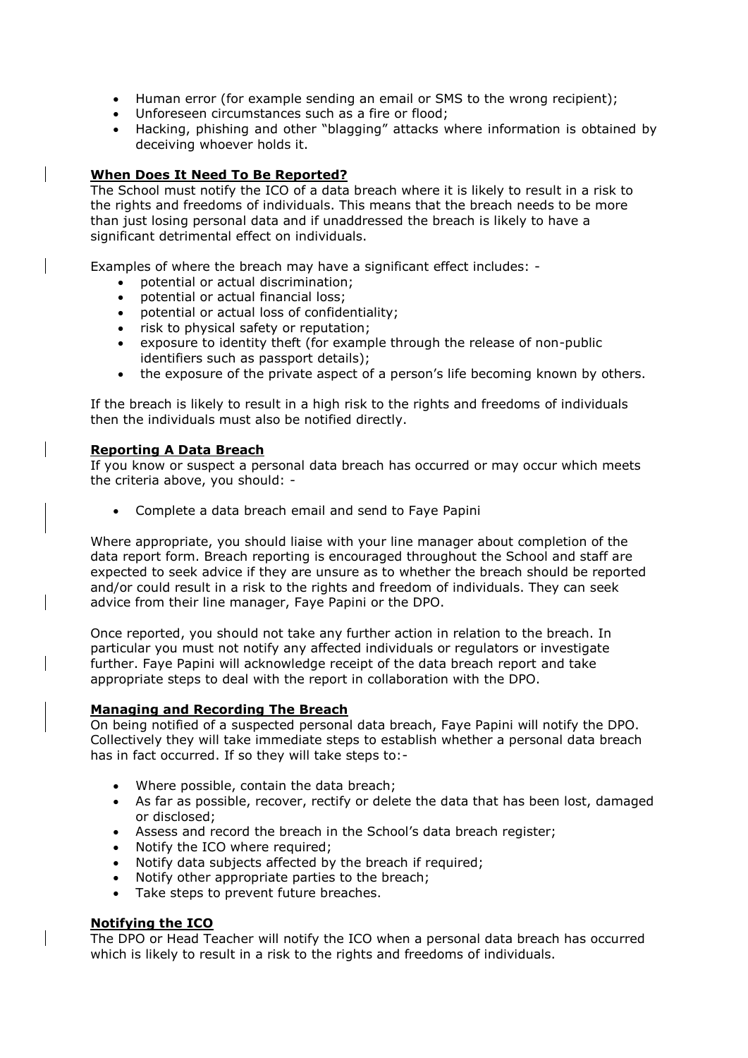- Human error (for example sending an email or SMS to the wrong recipient);
- Unforeseen circumstances such as a fire or flood;
- Hacking, phishing and other "blagging" attacks where information is obtained by deceiving whoever holds it.

**When Does It Need To Be Reported?**

The School must notify the ICO of a data breach where it is likely to result in a risk to the rights and freedoms of individuals. This means that the breach needs to be more than just losing personal data and if unaddressed the breach is likely to have a significant detrimental effect on individuals.

Examples of where the breach may have a significant effect includes: -

- potential or actual discrimination;
- potential or actual financial loss;
- potential or actual loss of confidentiality;
- risk to physical safety or reputation;
- exposure to identity theft (for example through the release of non-public identifiers such as passport details);
- the exposure of the private aspect of a person's life becoming known by others.

If the breach is likely to result in a high risk to the rights and freedoms of individuals then the individuals must also be notified directly.

**Reporting A Data Breach**

If you know or suspect a personal data breach has occurred or may occur which meets the criteria above, you should: -

- Complete a data breach email and send to Faye Papini

Where appropriate, you should liaise with your line manager about completion of the data report form. Breach reporting is encouraged throughout the School and staff are expected to seek advice if they are unsure as to whether the breach should be reported and/or could result in a risk to the rights and freedom of individuals. They can seek advice from their line manager, Faye Papini or the DPO.

Once reported, you should not take any further action in relation to the breach. In particular you must not notify any affected individuals or regulators or investigate further. Faye Papini will acknowledge receipt of the data breach report and take appropriate steps to deal with the report in collaboration with the DPO.

**Managing and Recording The Breach**

On being notified of a suspected personal data breach, Faye Papini will notify the DPO. Collectively they will take immediate steps to establish whether a personal data breach has in fact occurred. If so they will take steps to:-

- Where possible, contain the data breach;
- As far as possible, recover, rectify or delete the data that has been lost, damaged or disclosed;
- Assess and record the breach in the School's data breach register;
- Notify the ICO where required;
- Notify data subjects affected by the breach if required;
- Notify other appropriate parties to the breach;
- Take steps to prevent future breaches.

**Notifying the ICO**

The DPO or Head Teacher will notify the ICO when a personal data breach has occurred which is likely to result in a risk to the rights and freedoms of individuals.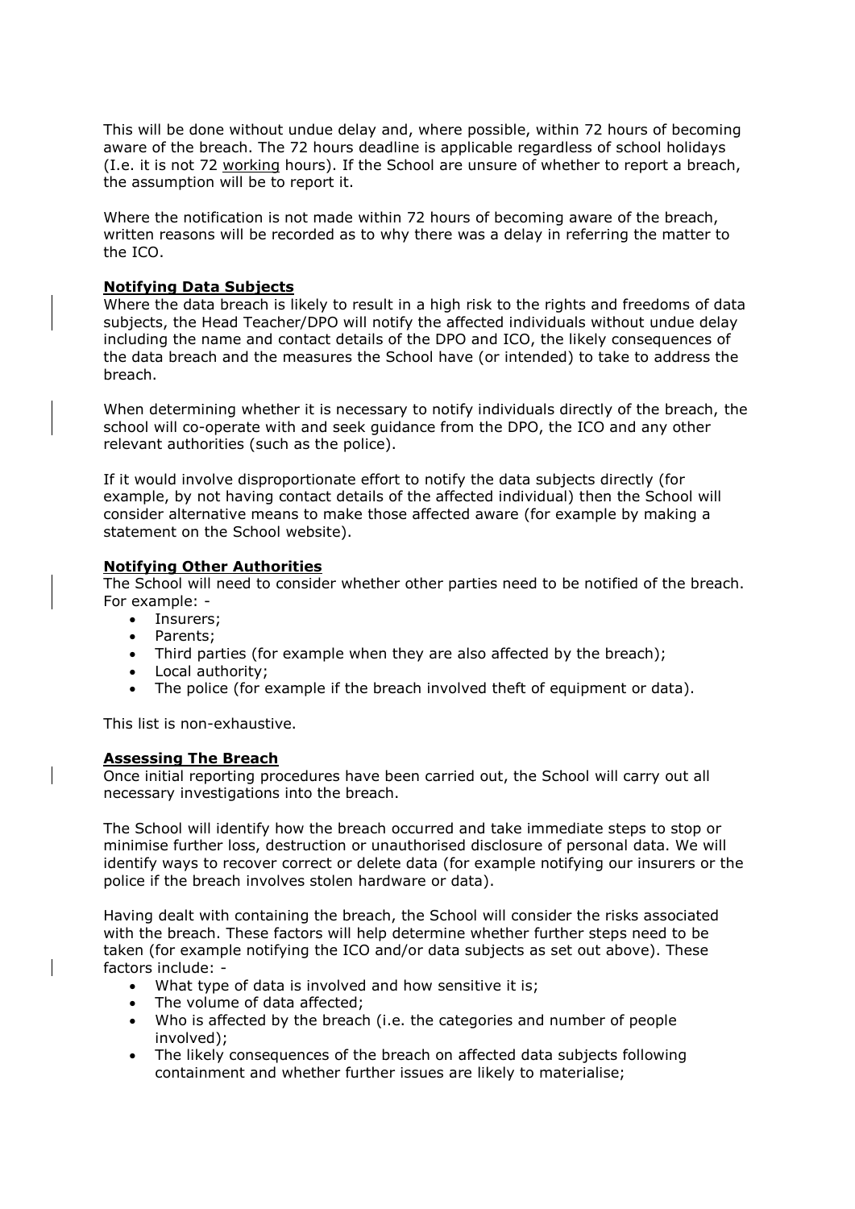This will be done without undue delay and, where possible, within 72 hours of becoming aware of the breach. The 72 hours deadline is applicable regardless of school holidays (I.e. it is not 72 working hours). If the School are unsure of whether to report a breach, the assumption will be to report it.

Where the notification is not made within 72 hours of becoming aware of the breach, written reasons will be recorded as to why there was a delay in referring the matter to the ICO.

**Notifying Data Subjects**

Where the data breach is likely to result in a high risk to the rights and freedoms of data subjects, the Head Teacher/DPO will notify the affected individuals without undue delay including the name and contact details of the DPO and ICO, the likely consequences of the data breach and the measures the School have (or intended) to take to address the breach.

When determining whether it is necessary to notify individuals directly of the breach, the school will co-operate with and seek guidance from the DPO, the ICO and any other relevant authorities (such as the police).

If it would involve disproportionate effort to notify the data subjects directly (for example, by not having contact details of the affected individual) then the School will consider alternative means to make those affected aware (for example by making a statement on the School website).

**Notifying Other Authorities**

The School will need to consider whether other parties need to be notified of the breach. For example: -

- Insurers;
- Parents;
- Third parties (for example when they are also affected by the breach);
- Local authority;
- The police (for example if the breach involved theft of equipment or data).

This list is non-exhaustive.

**Assessing The Breach**

Once initial reporting procedures have been carried out, the School will carry out all necessary investigations into the breach.

The School will identify how the breach occurred and take immediate steps to stop or minimise further loss, destruction or unauthorised disclosure of personal data. We will identify ways to recover correct or delete data (for example notifying our insurers or the police if the breach involves stolen hardware or data).

Having dealt with containing the breach, the School will consider the risks associated with the breach. These factors will help determine whether further steps need to be taken (for example notifying the ICO and/or data subjects as set out above). These factors include: -

- What type of data is involved and how sensitive it is;
- The volume of data affected;
- Who is affected by the breach (i.e. the categories and number of people involved);
- The likely consequences of the breach on affected data subjects following containment and whether further issues are likely to materialise;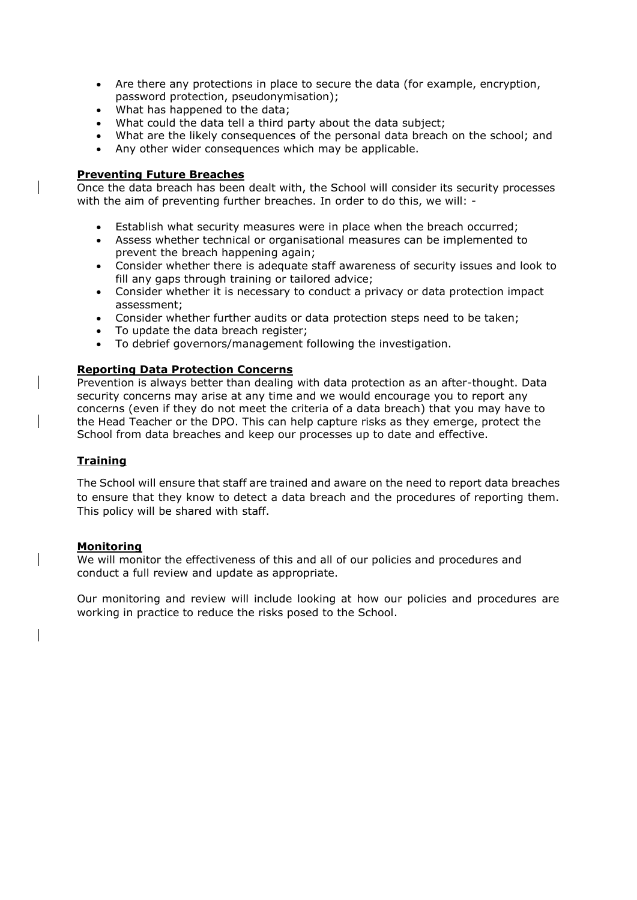- Are there any protections in place to secure the data (for example, encryption, password protection, pseudonymisation);
- What has happened to the data;
- What could the data tell a third party about the data subject;
- What are the likely consequences of the personal data breach on the school; and
- Any other wider consequences which may be applicable.

**Preventing Future Breaches**

Once the data breach has been dealt with, the School will consider its security processes with the aim of preventing further breaches. In order to do this, we will: -

- Establish what security measures were in place when the breach occurred;
- Assess whether technical or organisational measures can be implemented to prevent the breach happening again;
- Consider whether there is adequate staff awareness of security issues and look to fill any gaps through training or tailored advice;
- Consider whether it is necessary to conduct a privacy or data protection impact assessment;
- Consider whether further audits or data protection steps need to be taken;
- To update the data breach register;
- To debrief governors/management following the investigation.

**Reporting Data Protection Concerns**

Prevention is always better than dealing with data protection as an after-thought. Data security concerns may arise at any time and we would encourage you to report any concerns (even if they do not meet the criteria of a data breach) that you may have to the Head Teacher or the DPO. This can help capture risks as they emerge, protect the School from data breaches and keep our processes up to date and effective.

**Training**

The School will ensure that staff are trained and aware on the need to report data breaches to ensure that they know to detect a data breach and the procedures of reporting them. This policy will be shared with staff.

**Monitoring**

We will monitor the effectiveness of this and all of our policies and procedures and conduct a full review and update as appropriate.

Our monitoring and review will include looking at how our policies and procedures are working in practice to reduce the risks posed to the School.